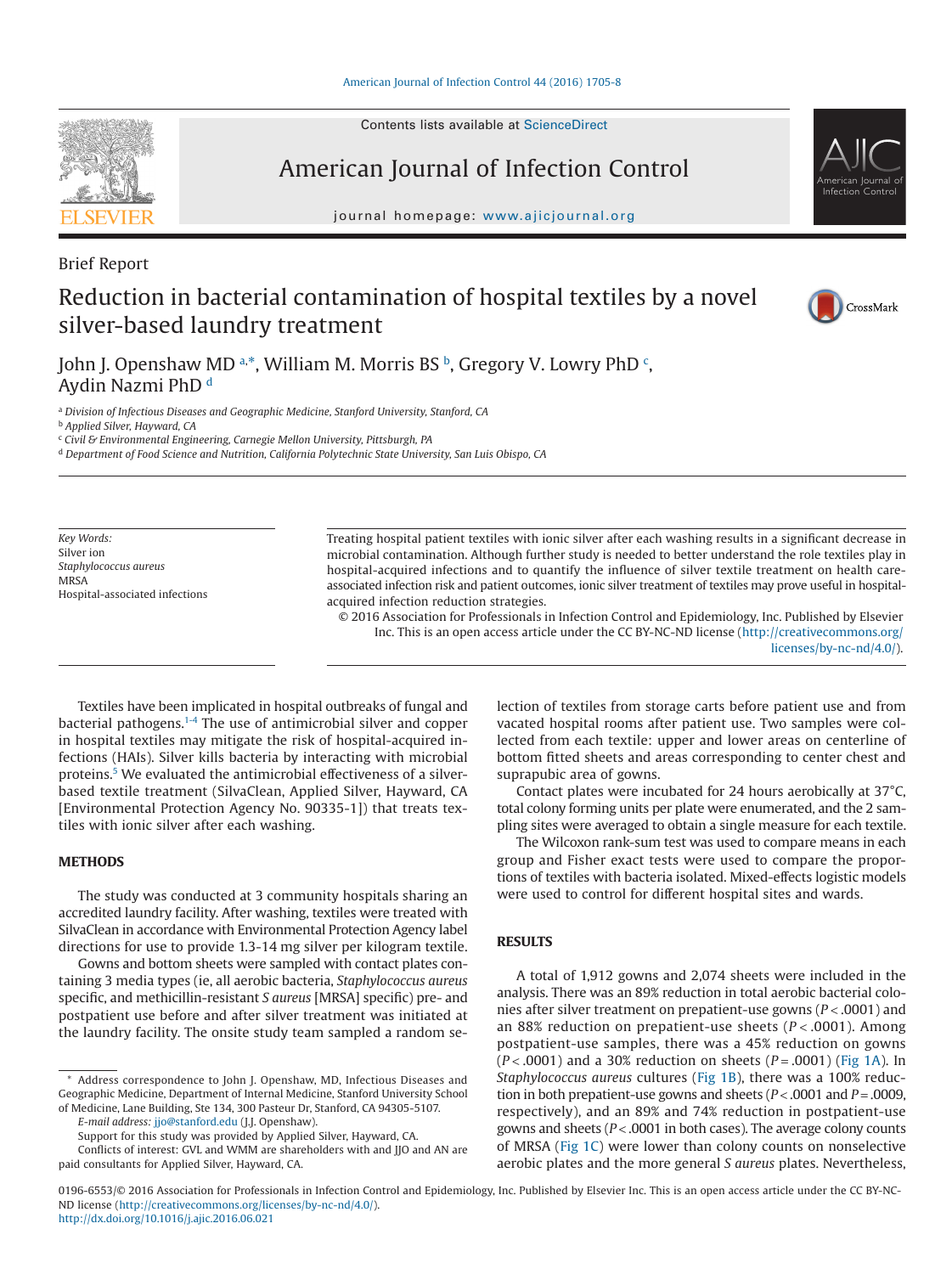Brief Report

# Reduction in bacterial contamination of hospital textiles by a novel silver-based laundry treatment

John J. Openshaw MD [a,*], William M. Morris BS [b], Gregory V. Lowry PhD [c], Aydin Nazmi PhD [d]

[a] *Division of Infectious Diseases and Geographic Medicine, Stanford University, Stanford, CA*

[b] *Applied Silver, Hayward, CA*

[c] *Civil & Environmental Engineering, Carnegie Mellon University, Pittsburgh, PA*

[d] *Department of Food Science and Nutrition, California Polytechnic State University, San Luis Obispo, CA*

*Key Words:*
Silver ion
*Staphylococcus aureus*
MRSA
Hospital-associated infections

Treating hospital patient textiles with ionic silver after each washing results in a significant decrease in microbial contamination. Although further study is needed to better understand the role textiles play in hospital-acquired infections and to quantify the influence of silver textile treatment on health care-associated infection risk and patient outcomes, ionic silver treatment of textiles may prove useful in hospital-acquired infection reduction strategies.

© 2016 Association for Professionals in Infection Control and Epidemiology, Inc. Published by Elsevier Inc. This is an open access article under the CC BY-NC-ND license (http://creativecommons.org/licenses/by-nc-nd/4.0/).

Textiles have been implicated in hospital outbreaks of fungal and bacterial pathogens.[1-4] The use of antimicrobial silver and copper in hospital textiles may mitigate the risk of hospital-acquired infections (HAIs). Silver kills bacteria by interacting with microbial proteins.[5] We evaluated the antimicrobial effectiveness of a silver-based textile treatment (SilvaClean, Applied Silver, Hayward, CA [Environmental Protection Agency No. 90335-1]) that treats textiles with ionic silver after each washing.

## METHODS

The study was conducted at 3 community hospitals sharing an accredited laundry facility. After washing, textiles were treated with SilvaClean in accordance with Environmental Protection Agency label directions for use to provide 1.3-14 mg silver per kilogram textile.

Gowns and bottom sheets were sampled with contact plates containing 3 media types (ie, all aerobic bacteria, *Staphylococcus aureus* specific, and methicillin-resistant *S aureus* [MRSA specific]) pre- and postpatient use before and after silver treatment was initiated at the laundry facility. The onsite study team sampled a random selection of textiles from storage carts before patient use and from vacated hospital rooms after patient use. Two samples were collected from each textile: upper and lower areas on centerline of bottom fitted sheets and areas corresponding to center chest and suprapubic area of gowns.

Contact plates were incubated for 24 hours aerobically at 37°C, total colony forming units per plate were enumerated, and the 2 sampling sites were averaged to obtain a single measure for each textile.

The Wilcoxon rank-sum test was used to compare means in each group and Fisher exact tests were used to compare the proportions of textiles with bacteria isolated. Mixed-effects logistic models were used to control for different hospital sites and wards.

## RESULTS

A total of 1,912 gowns and 2,074 sheets were included in the analysis. There was an 89% reduction in total aerobic bacterial colonies after silver treatment on prepatient-use gowns ($P < .0001$) and an 88% reduction on prepatient-use sheets ($P < .0001$). Among postpatient-use samples, there was a 45% reduction on gowns ($P < .0001$) and a 30% reduction on sheets ($P = .0001$) (Fig 1A). In *Staphylococcus aureus* cultures (Fig 1B), there was a 100% reduction in both prepatient-use gowns and sheets ($P < .0001$ and $P = .0009$, respectively), and an 89% and 74% reduction in postpatient-use gowns and sheets ($P < .0001$ in both cases). The average colony counts of MRSA (Fig 1C) were lower than colony counts on nonselective aerobic plates and the more general *S aureus* plates. Nevertheless,

\* Address correspondence to John J. Openshaw, MD, Infectious Diseases and Geographic Medicine, Department of Internal Medicine, Stanford University School of Medicine, Lane Building, Ste 134, 300 Pasteur Dr, Stanford, CA 94305-5107.

*E-mail address:* jjo@stanford.edu (J.J. Openshaw).

Support for this study was provided by Applied Silver, Hayward, CA.

Conflicts of interest: GVL and WMM are shareholders with and JJO and AN are paid consultants for Applied Silver, Hayward, CA.

0196-6553/© 2016 Association for Professionals in Infection Control and Epidemiology, Inc. Published by Elsevier Inc. This is an open access article under the CC BY-NC-ND license (http://creativecommons.org/licenses/by-nc-nd/4.0/).
http://dx.doi.org/10.1016/j.ajic.2016.06.021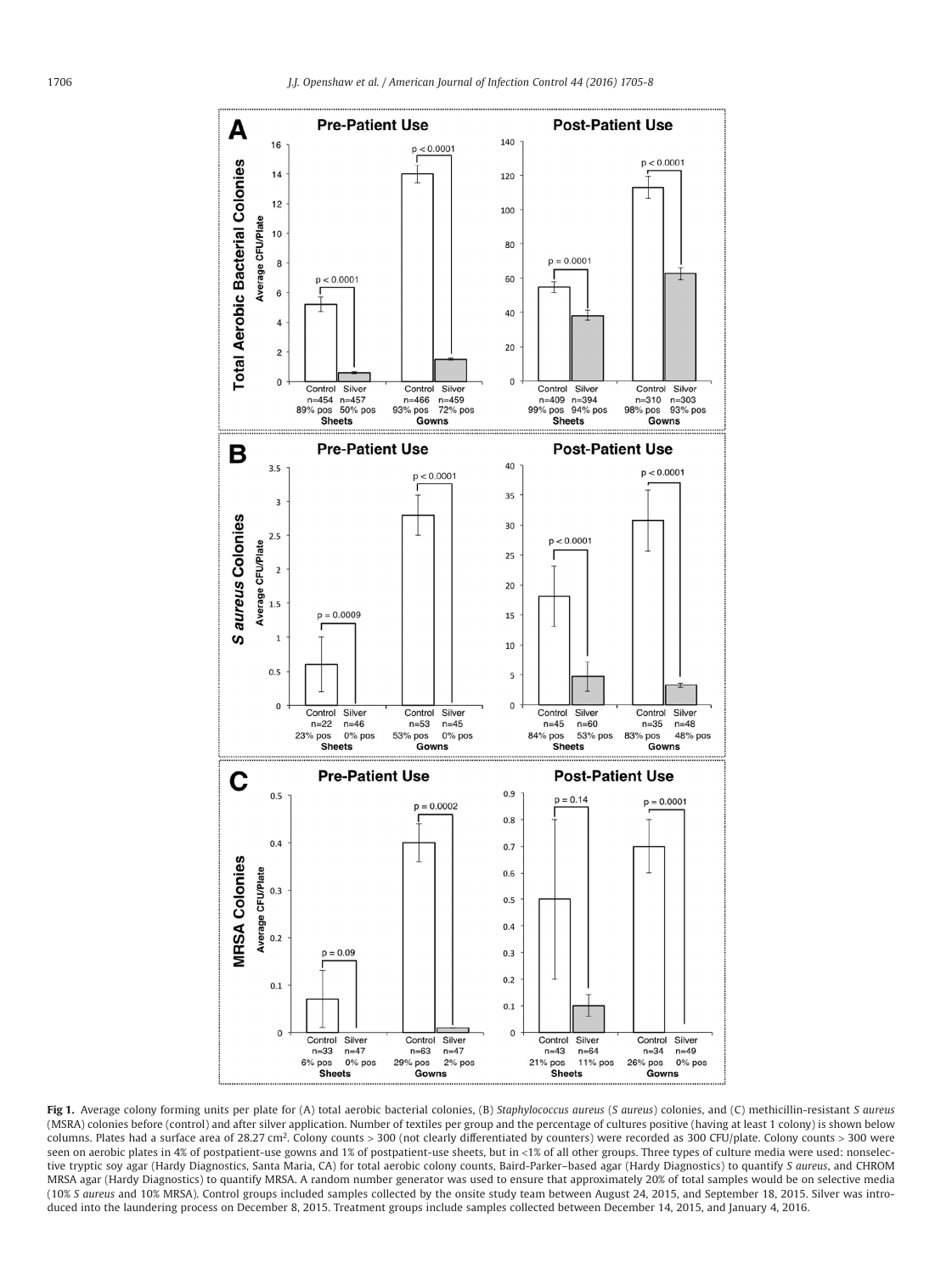**Fig 1.** Average colony forming units per plate for (A) total aerobic bacterial colonies, (B) *Staphylococcus aureus* (*S aureus*) colonies, and (C) methicillin-resistant *S aureus* (MSRA) colonies before (control) and after silver application. Number of textiles per group and the percentage of cultures positive (having at least 1 colony) is shown below columns. Plates had a surface area of 28.27 $cm^2$. Colony counts > 300 (not clearly differentiated by counters) were recorded as 300 CFU/plate. Colony counts > 300 were seen on aerobic plates in 4% of postpatient-use gowns and 1% of postpatient-use sheets, but in <1% of all other groups. Three types of culture media were used: nonselective tryptic soy agar (Hardy Diagnostics, Santa Maria, CA) for total aerobic colony counts, Baird-Parker–based agar (Hardy Diagnostics) to quantify *S aureus*, and CHROM MRSA agar (Hardy Diagnostics) to quantify MRSA. A random number generator was used to ensure that approximately 20% of total samples would be on selective media (10% *S aureus* and 10% MRSA). Control groups included samples collected by the onsite study team between August 24, 2015, and September 18, 2015. Silver was introduced into the laundering process on December 8, 2015. Treatment groups include samples collected between December 14, 2015, and January 4, 2016.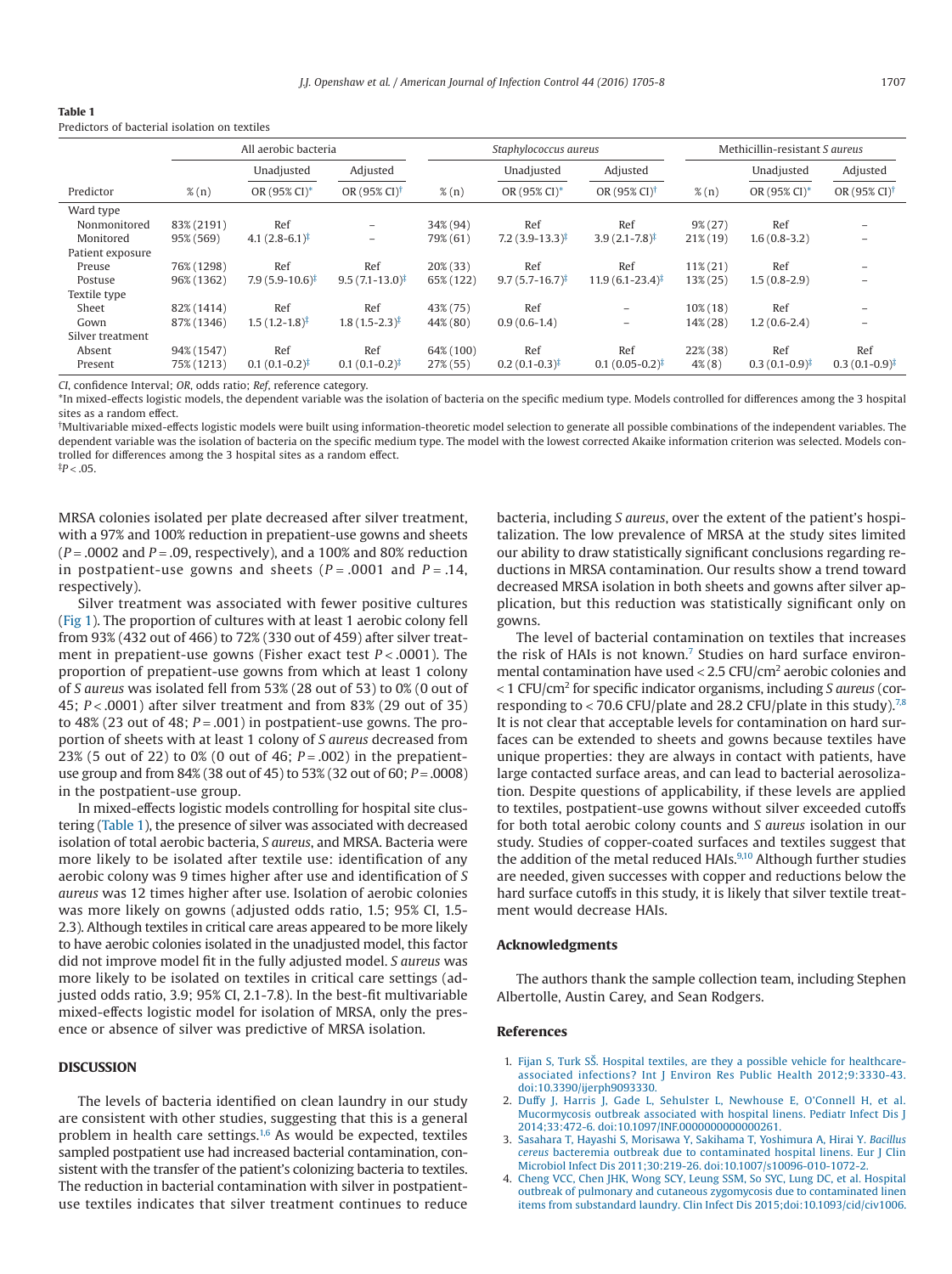**Table 1**
Predictors of bacterial isolation on textiles

| | All aerobic bacteria | | | *Staphylococcus aureus* | | | Methicillin-resistant *S aureus* | | |
|---|---|---|---|---|---|---|---|---|---|
| | | Unadjusted | Adjusted | | Unadjusted | Adjusted | | Unadjusted | Adjusted |
| Predictor | % (n) | OR (95% CI)* | OR (95% CI)† | % (n) | OR (95% CI)* | OR (95% CI)† | % (n) | OR (95% CI)* | OR (95% CI)† |
| Ward type | | | | | | | | | |
| Nonmonitored | 83% (2191) | Ref | – | 34% (94) | Ref | Ref | 9% (27) | Ref | – |
| Monitored | 95% (569) | 4.1 (2.8-6.1)‡ | – | 79% (61) | 7.2 (3.9-13.3)‡ | 3.9 (2.1-7.8)‡ | 21% (19) | 1.6 (0.8-3.2) | – |
| Patient exposure | | | | | | | | | |
| Preuse | 76% (1298) | Ref | Ref | 20% (33) | Ref | Ref | 11% (21) | Ref | – |
| Postuse | 96% (1362) | 7.9 (5.9-10.6)‡ | 9.5 (7.1-13.0)‡ | 65% (122) | 9.7 (5.7-16.7)‡ | 11.9 (6.1-23.4)‡ | 13% (25) | 1.5 (0.8-2.9) | – |
| Textile type | | | | | | | | | |
| Sheet | 82% (1414) | Ref | Ref | 43% (75) | Ref | – | 10% (18) | Ref | – |
| Gown | 87% (1346) | 1.5 (1.2-1.8)‡ | 1.8 (1.5-2.3)‡ | 44% (80) | 0.9 (0.6-1.4) | – | 14% (28) | 1.2 (0.6-2.4) | – |
| Silver treatment | | | | | | | | | |
| Absent | 94% (1547) | Ref | Ref | 64% (100) | Ref | Ref | 22% (38) | Ref | Ref |
| Present | 75% (1213) | 0.1 (0.1-0.2)‡ | 0.1 (0.1-0.2)‡ | 27% (55) | 0.2 (0.1-0.3)‡ | 0.1 (0.05-0.2)‡ | 4% (8) | 0.3 (0.1-0.9)‡ | 0.3 (0.1-0.9)‡ |

*CI*, confidence Interval; *OR*, odds ratio; *Ref*, reference category.
*In mixed-effects logistic models, the dependent variable was the isolation of bacteria on the specific medium type. Models controlled for differences among the 3 hospital sites as a random effect.
†Multivariable mixed-effects logistic models were built using information-theoretic model selection to generate all possible combinations of the independent variables. The dependent variable was the isolation of bacteria on the specific medium type. The model with the lowest corrected Akaike information criterion was selected. Models controlled for differences among the 3 hospital sites as a random effect.
‡$P < .05$.

MRSA colonies isolated per plate decreased after silver treatment, with a 97% and 100% reduction in prepatient-use gowns and sheets ($P = .0002$ and $P = .09$, respectively), and a 100% and 80% reduction in postpatient-use gowns and sheets ($P = .0001$ and $P = .14$, respectively).

Silver treatment was associated with fewer positive cultures (Fig 1). The proportion of cultures with at least 1 aerobic colony fell from 93% (432 out of 466) to 72% (330 out of 459) after silver treatment in prepatient-use gowns (Fisher exact test $P < .0001$). The proportion of prepatient-use gowns from which at least 1 colony of *S aureus* was isolated fell from 53% (28 out of 53) to 0% (0 out of 45; $P < .0001$) after silver treatment and from 83% (29 out of 35) to 48% (23 out of 48; $P = .001$) in postpatient-use gowns. The proportion of sheets with at least 1 colony of *S aureus* decreased from 23% (5 out of 22) to 0% (0 out of 46; $P = .002$) in the prepatient-use group and from 84% (38 out of 45) to 53% (32 out of 60; $P = .0008$) in the postpatient-use group.

In mixed-effects logistic models controlling for hospital site clustering (Table 1), the presence of silver was associated with decreased isolation of total aerobic bacteria, *S aureus*, and MRSA. Bacteria were more likely to be isolated after textile use: identification of any aerobic colony was 9 times higher after use and identification of *S aureus* was 12 times higher after use. Isolation of aerobic colonies was more likely on gowns (adjusted odds ratio, 1.5; 95% CI, 1.5-2.3). Although textiles in critical care areas appeared to be more likely to have aerobic colonies isolated in the unadjusted model, this factor did not improve model fit in the fully adjusted model. *S aureus* was more likely to be isolated on textiles in critical care settings (adjusted odds ratio, 3.9; 95% CI, 2.1-7.8). In the best-fit multivariable mixed-effects logistic model for isolation of MRSA, only the presence or absence of silver was predictive of MRSA isolation.

## DISCUSSION

The levels of bacteria identified on clean laundry in our study are consistent with other studies, suggesting that this is a general problem in health care settings.[1,6] As would be expected, textiles sampled postpatient use had increased bacterial contamination, consistent with the transfer of the patient's colonizing bacteria to textiles. The reduction in bacterial contamination with silver in postpatient-use textiles indicates that silver treatment continues to reduce bacteria, including *S aureus*, over the extent of the patient's hospitalization. The low prevalence of MRSA at the study sites limited our ability to draw statistically significant conclusions regarding reductions in MRSA contamination. Our results show a trend toward decreased MRSA isolation in both sheets and gowns after silver application, but this reduction was statistically significant only on gowns.

The level of bacterial contamination on textiles that increases the risk of HAIs is not known.[7] Studies on hard surface environmental contamination have used < 2.5 CFU/cm$^2$ aerobic colonies and < 1 CFU/cm$^2$ for specific indicator organisms, including *S aureus* (corresponding to < 70.6 CFU/plate and 28.2 CFU/plate in this study).[7,8] It is not clear that acceptable levels for contamination on hard surfaces can be extended to sheets and gowns because textiles have unique properties: they are always in contact with patients, have large contacted surface areas, and can lead to bacterial aerosolization. Despite questions of applicability, if these levels are applied to textiles, postpatient-use gowns without silver exceeded cutoffs for both total aerobic colony counts and *S aureus* isolation in our study. Studies of copper-coated surfaces and textiles suggest that the addition of the metal reduced HAIs.[9,10] Although further studies are needed, given successes with copper and reductions below the hard surface cutoffs in this study, it is likely that silver textile treatment would decrease HAIs.

## Acknowledgments

The authors thank the sample collection team, including Stephen Albertolle, Austin Carey, and Sean Rodgers.

## References

1. Fijan S, Turk SŠ. Hospital textiles, are they a possible vehicle for healthcare-associated infections? Int J Environ Res Public Health 2012;9:3330-43. doi:10.3390/ijerph9093330.
2. Duffy J, Harris J, Gade L, Sehulster L, Newhouse E, O'Connell H, et al. Mucormycosis outbreak associated with hospital linens. Pediatr Infect Dis J 2014;33:472-6. doi:10.1097/INF.0000000000000261.
3. Sasahara T, Hayashi S, Morisawa Y, Sakihama T, Yoshimura A, Hirai Y. *Bacillus cereus* bacteremia outbreak due to contaminated hospital linens. Eur J Clin Microbiol Infect Dis 2011;30:219-26. doi:10.1007/s10096-010-1072-2.
4. Cheng VCC, Chen JHK, Wong SCY, Leung SSM, So SYC, Lung DC, et al. Hospital outbreak of pulmonary and cutaneous zygomycosis due to contaminated linen items from substandard laundry. Clin Infect Dis 2015;doi:10.1093/cid/civ1006.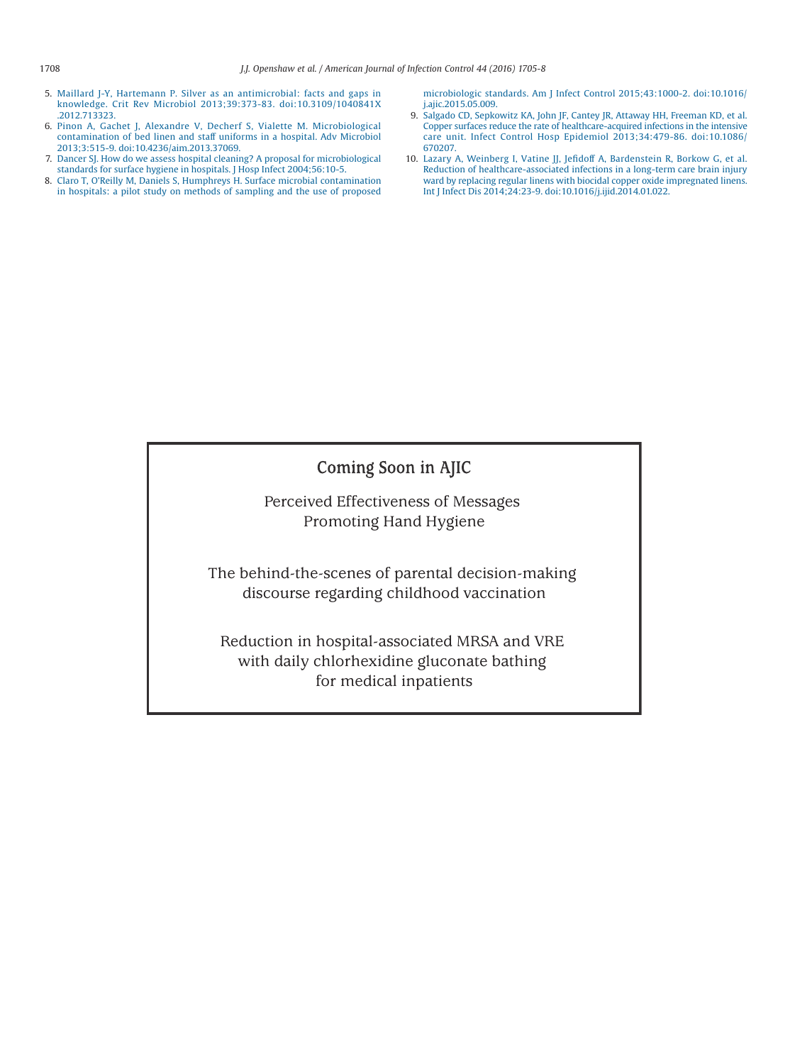5. Maillard J-Y, Hartemann P. Silver as an antimicrobial: facts and gaps in knowledge. Crit Rev Microbiol 2013;39:373-83. doi:10.3109/1040841X.2012.713323.
6. Pinon A, Gachet J, Alexandre V, Decherf S, Vialette M. Microbiological contamination of bed linen and staff uniforms in a hospital. Adv Microbiol 2013;3:515-9. doi:10.4236/aim.2013.37069.
7. Dancer SJ. How do we assess hospital cleaning? A proposal for microbiological standards for surface hygiene in hospitals. J Hosp Infect 2004;56:10-5.
8. Claro T, O'Reilly M, Daniels S, Humphreys H. Surface microbial contamination in hospitals: a pilot study on methods of sampling and the use of proposed microbiologic standards. Am J Infect Control 2015;43:1000-2. doi:10.1016/j.ajic.2015.05.009.
9. Salgado CD, Sepkowitz KA, John JF, Cantey JR, Attaway HH, Freeman KD, et al. Copper surfaces reduce the rate of healthcare-acquired infections in the intensive care unit. Infect Control Hosp Epidemiol 2013;34:479-86. doi:10.1086/670207.
10. Lazary A, Weinberg I, Vatine JJ, Jefidoff A, Bardenstein R, Borkow G, et al. Reduction of healthcare-associated infections in a long-term care brain injury ward by replacing regular linens with biocidal copper oxide impregnated linens. Int J Infect Dis 2014;24:23-9. doi:10.1016/j.ijid.2014.01.022.

## Coming Soon in AJIC

Perceived Effectiveness of Messages Promoting Hand Hygiene

The behind-the-scenes of parental decision-making discourse regarding childhood vaccination

Reduction in hospital-associated MRSA and VRE with daily chlorhexidine gluconate bathing for medical inpatients